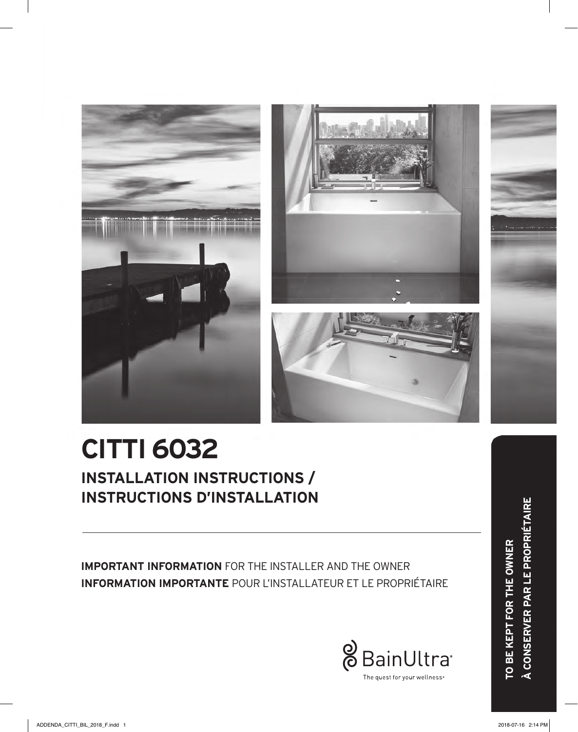# CITTI 6032

## INSTALLATION INSTRUCTIONS / INSTRUCTIONS D'INSTALLATION

**IMPORTANT INFORMATION** FOR THE INSTALLER AND THE OWNER
**INFORMATION IMPORTANTE** POUR L'INSTALLATEUR ET LE PROPRIÉTAIRE

BainUltra®
The quest for your wellness®

**TO BE KEPT FOR THE OWNER**
**À CONSERVER PAR LE PROPRIÉTAIRE**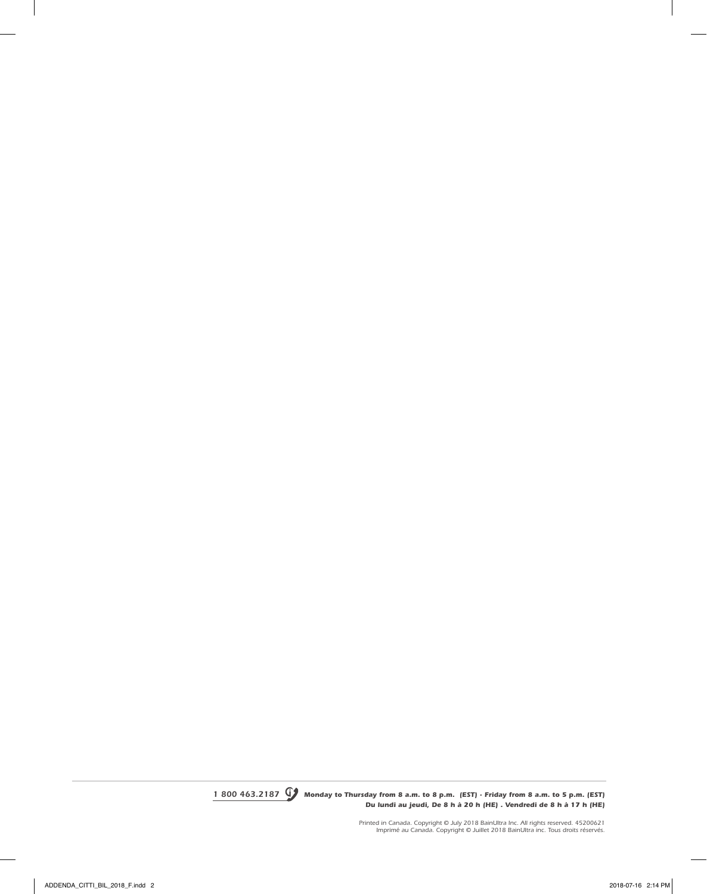**1 800 463.2187** *Monday to Thursday from 8 a.m. to 8 p.m. (EST) · Friday from 8 a.m. to 5 p.m. (EST)*
*Du lundi au jeudi, De 8 h à 20 h (HE) . Vendredi de 8 h à 17 h (HE)*

*Printed in Canada. Copyright © July 2018 BainUltra Inc. All rights reserved. 45200621*
*Imprimé au Canada. Copyright © Juillet 2018 BainUltra inc. Tous droits réservés.*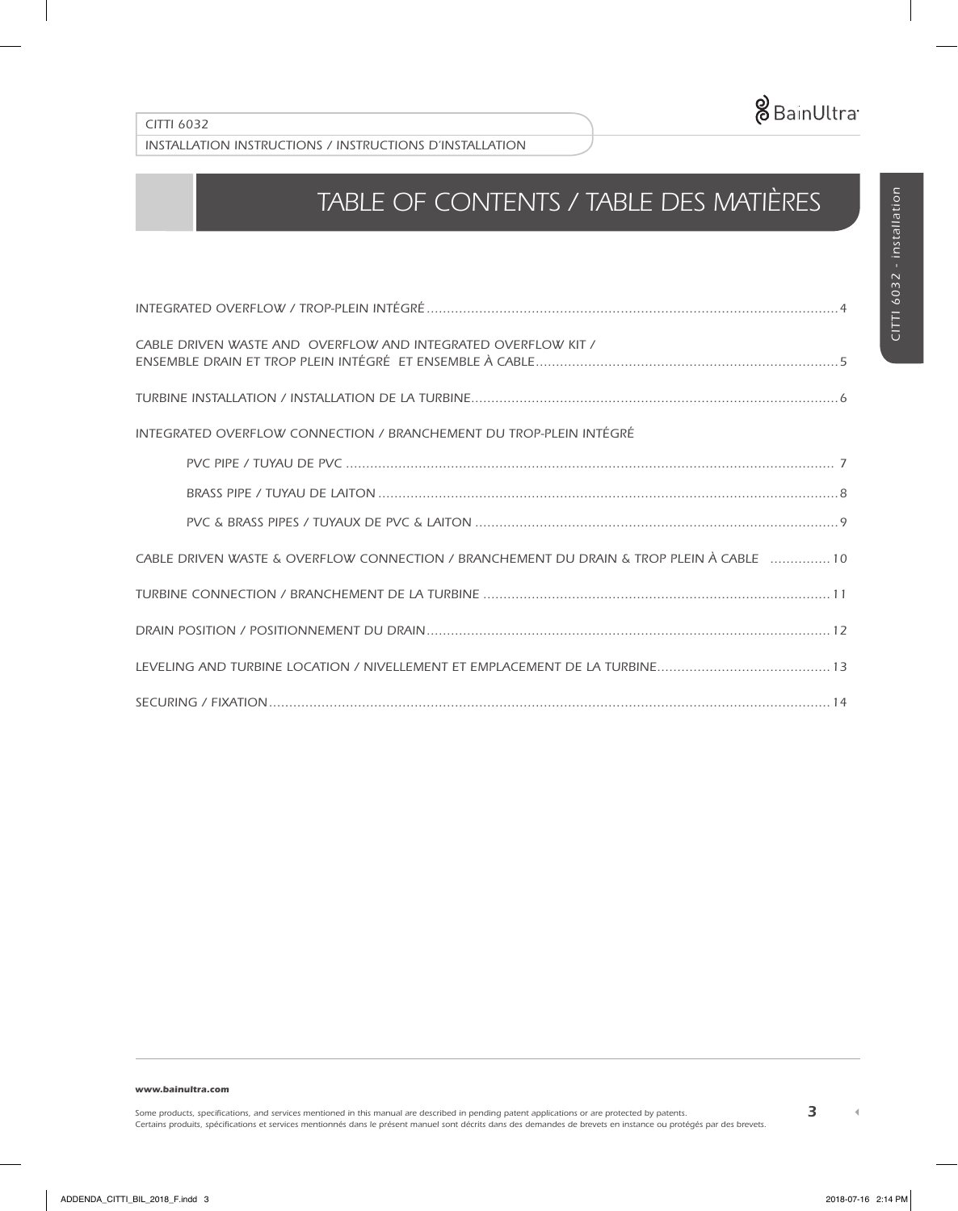# TABLE OF CONTENTS / TABLE DES MATIÈRES

INTEGRATED OVERFLOW / TROP-PLEIN INTÉGRÉ .......... 4

CABLE DRIVEN WASTE AND OVERFLOW AND INTEGRATED OVERFLOW KIT / ENSEMBLE DRAIN ET TROP PLEIN INTÉGRÉ ET ENSEMBLE À CABLE .......... 5

TURBINE INSTALLATION / INSTALLATION DE LA TURBINE .......... 6

INTEGRATED OVERFLOW CONNECTION / BRANCHEMENT DU TROP-PLEIN INTÉGRÉ

- PVC PIPE / TUYAU DE PVC .......... 7
- BRASS PIPE / TUYAU DE LAITON .......... 8
- PVC & BRASS PIPES / TUYAUX DE PVC & LAITON .......... 9

CABLE DRIVEN WASTE & OVERFLOW CONNECTION / BRANCHEMENT DU DRAIN & TROP PLEIN À CABLE .......... 10

TURBINE CONNECTION / BRANCHEMENT DE LA TURBINE .......... 11

DRAIN POSITION / POSITIONNEMENT DU DRAIN .......... 12

LEVELING AND TURBINE LOCATION / NIVELLEMENT ET EMPLACEMENT DE LA TURBINE .......... 13

SECURING / FIXATION .......... 14

**www.bainultra.com**

Some products, specifications, and services mentioned in this manual are described in pending patent applications or are protected by patents.
Certains produits, spécifications et services mentionnés dans le présent manuel sont décrits dans des demandes de brevets en instance ou protégés par des brevets.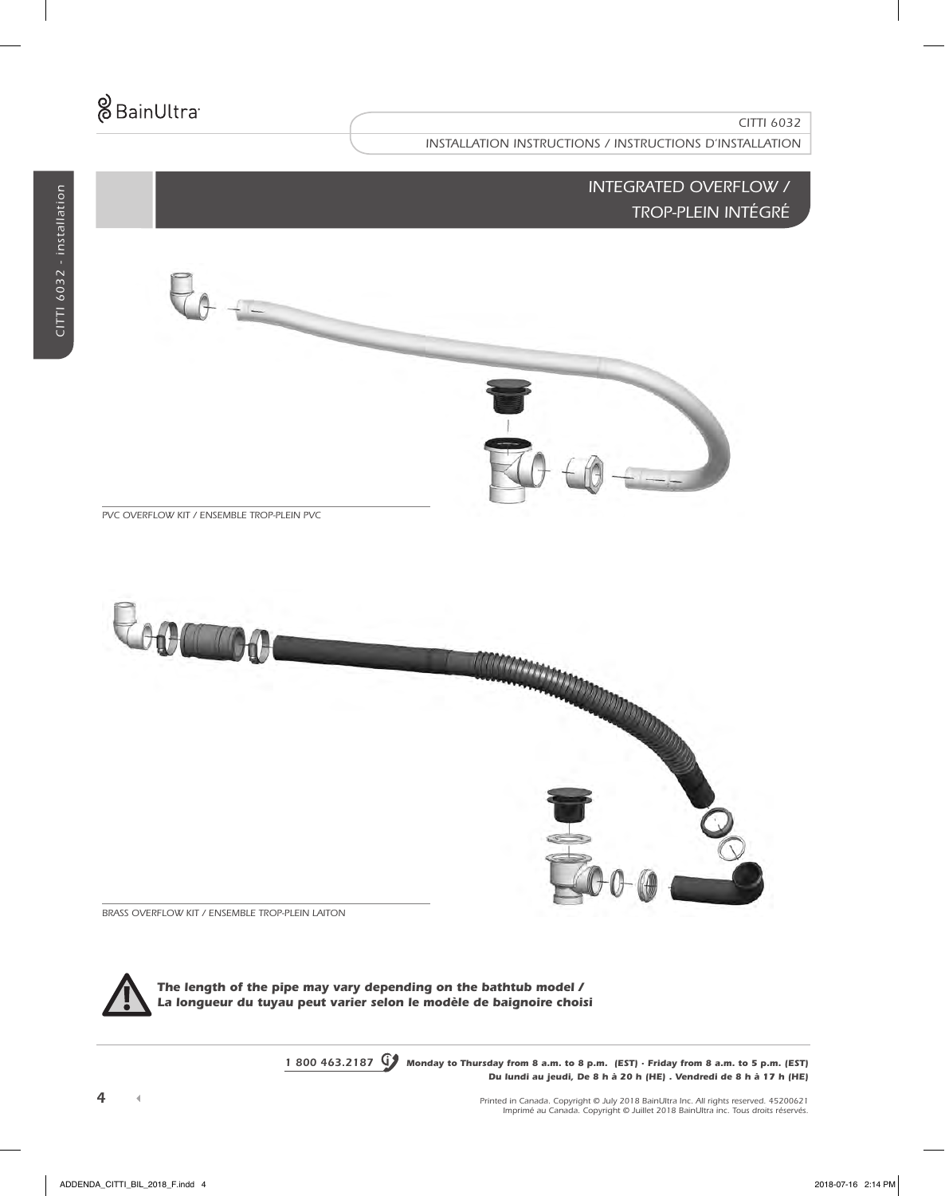## INTEGRATED OVERFLOW / TROP-PLEIN INTÉGRÉ

PVC OVERFLOW KIT / ENSEMBLE TROP-PLEIN PVC

BRASS OVERFLOW KIT / ENSEMBLE TROP-PLEIN LAITON

***The length of the pipe may vary depending on the bathtub model / La longueur du tuyau peut varier selon le modèle de baignoire choisi***

1 800 463.2187 **Monday to Thursday from 8 a.m. to 8 p.m. (EST) · Friday from 8 a.m. to 5 p.m. (EST)**
**Du lundi au jeudi, De 8 h à 20 h (HE) . Vendredi de 8 h à 17 h (HE)**

Printed in Canada. Copyright © July 2018 BainUltra Inc. All rights reserved. 45200621
Imprimé au Canada. Copyright © Juillet 2018 BainUltra inc. Tous droits réservés.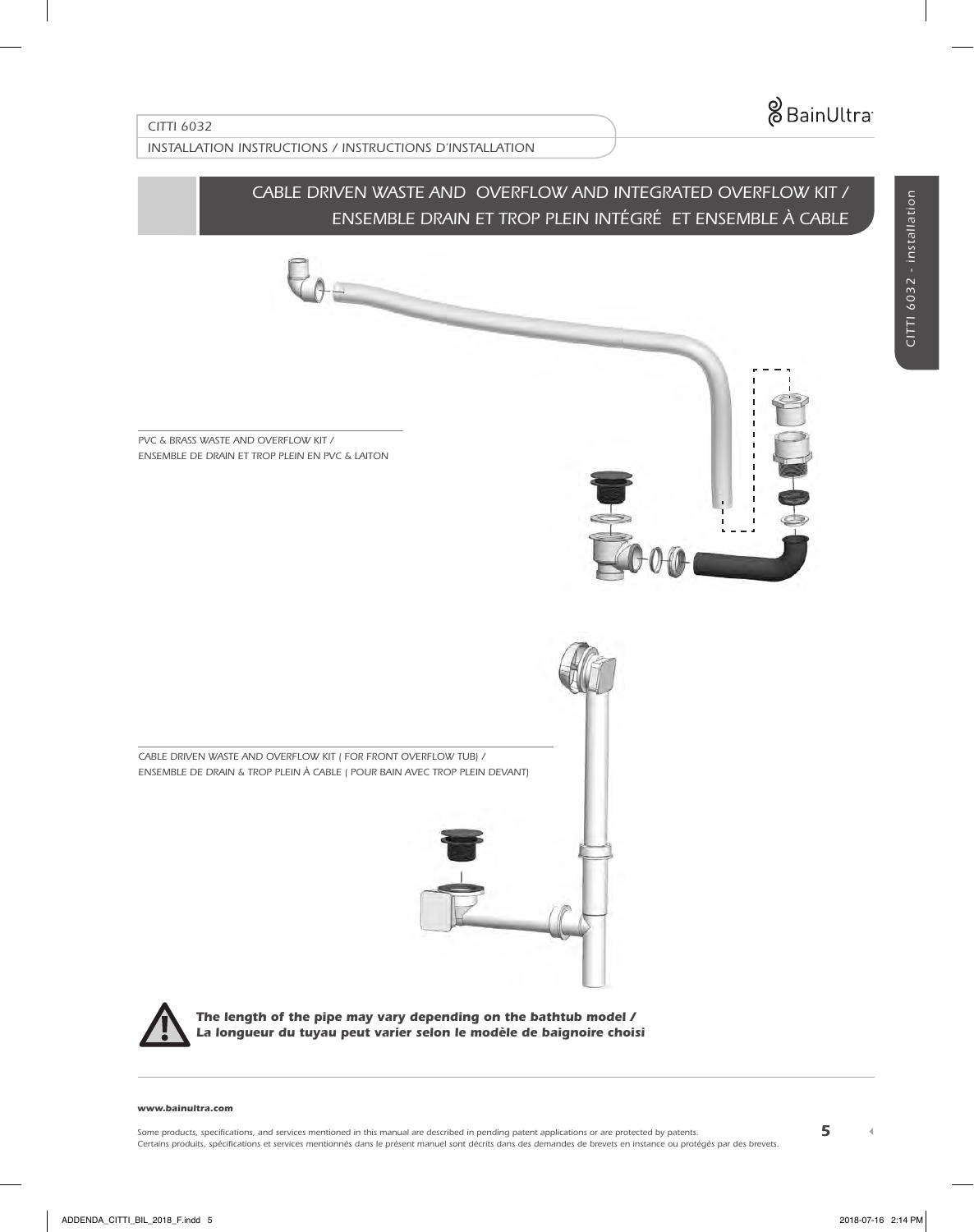## CABLE DRIVEN WASTE AND OVERFLOW AND INTEGRATED OVERFLOW KIT / ENSEMBLE DRAIN ET TROP PLEIN INTÉGRÉ ET ENSEMBLE À CABLE

PVC & BRASS WASTE AND OVERFLOW KIT /
ENSEMBLE DE DRAIN ET TROP PLEIN EN PVC & LAITON

CABLE DRIVEN WASTE AND OVERFLOW KIT ( FOR FRONT OVERFLOW TUB) /
ENSEMBLE DE DRAIN & TROP PLEIN À CABLE ( POUR BAIN AVEC TROP PLEIN DEVANT)

***The length of the pipe may vary depending on the bathtub model /***
***La longueur du tuyau peut varier selon le modèle de baignoire choisi***

**www.bainultra.com**

Some products, specifications, and services mentioned in this manual are described in pending patent applications or are protected by patents.
Certains produits, spécifications et services mentionnés dans le présent manuel sont décrits dans des demandes de brevets en instance ou protégés par des brevets.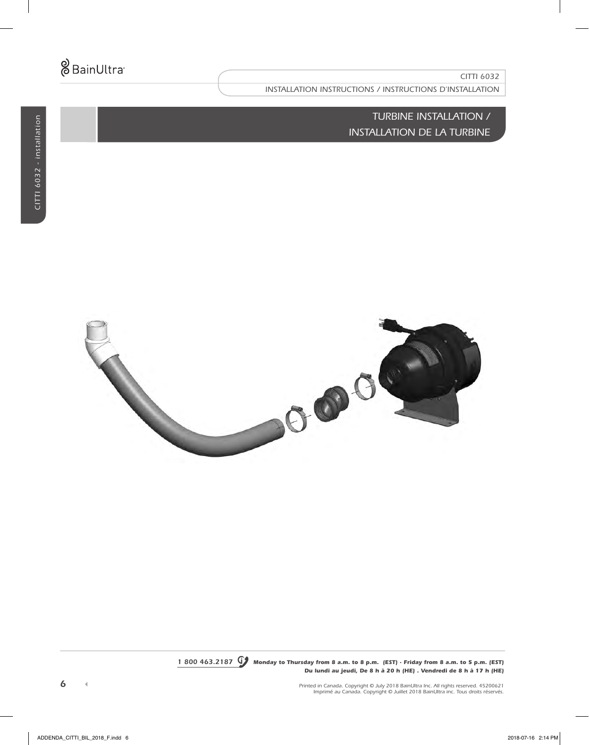# TURBINE INSTALLATION / INSTALLATION DE LA TURBINE

**1 800 463.2187** ***Monday to Thursday from 8 a.m. to 8 p.m. (EST) · Friday from 8 a.m. to 5 p.m. (EST)***
***Du lundi au jeudi, De 8 h à 20 h (HE) . Vendredi de 8 h à 17 h (HE)***

*Printed in Canada. Copyright © July 2018 BainUltra Inc. All rights reserved. 45200621*
*Imprimé au Canada. Copyright © Juillet 2018 BainUltra inc. Tous droits réservés.*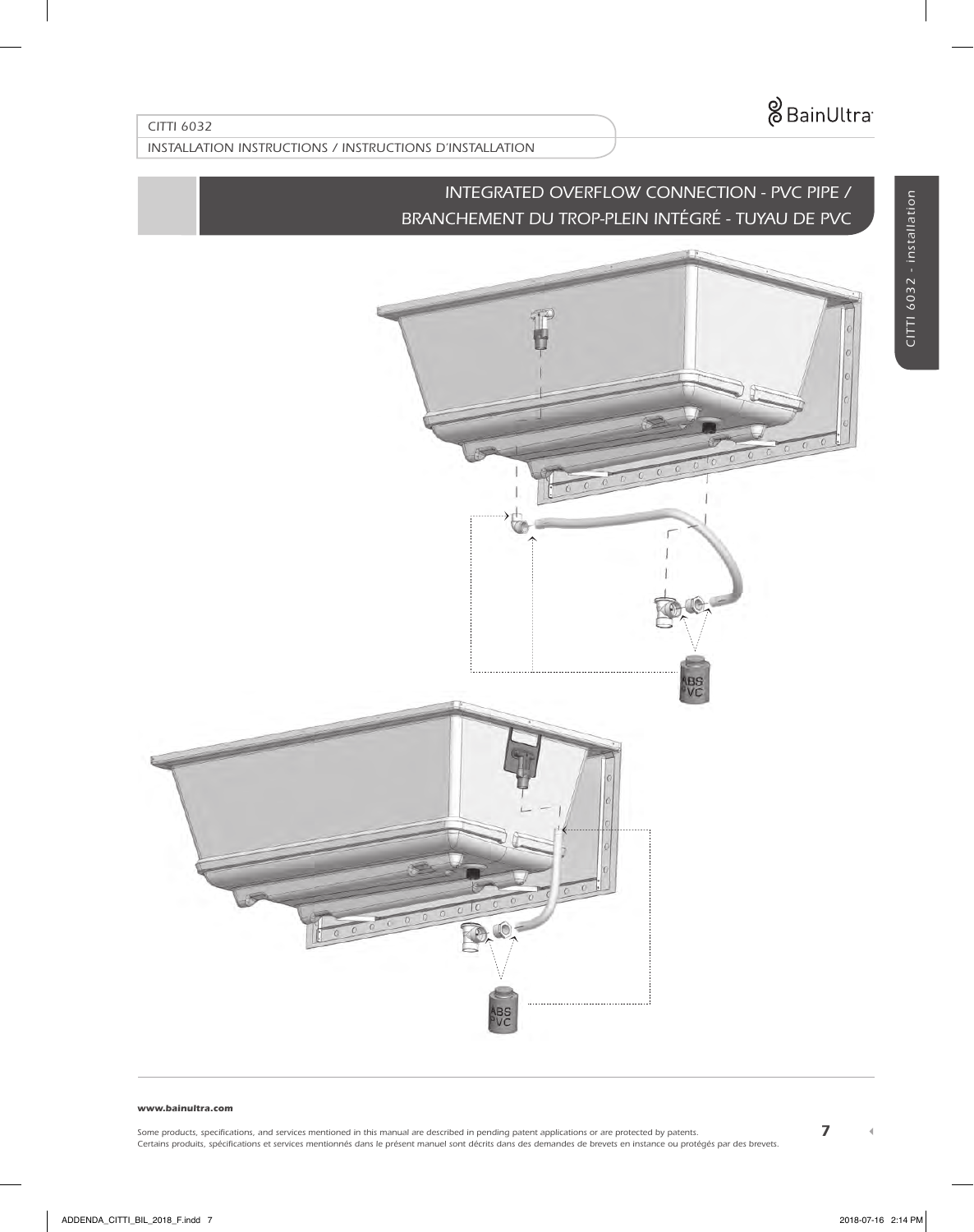## INTEGRATED OVERFLOW CONNECTION - PVC PIPE / BRANCHEMENT DU TROP-PLEIN INTÉGRÉ - TUYAU DE PVC

Some products, specifications, and services mentioned in this manual are described in pending patent applications or are protected by patents.
Certains produits, spécifications et services mentionnés dans le présent manuel sont décrits dans des demandes de brevets en instance ou protégés par des brevets.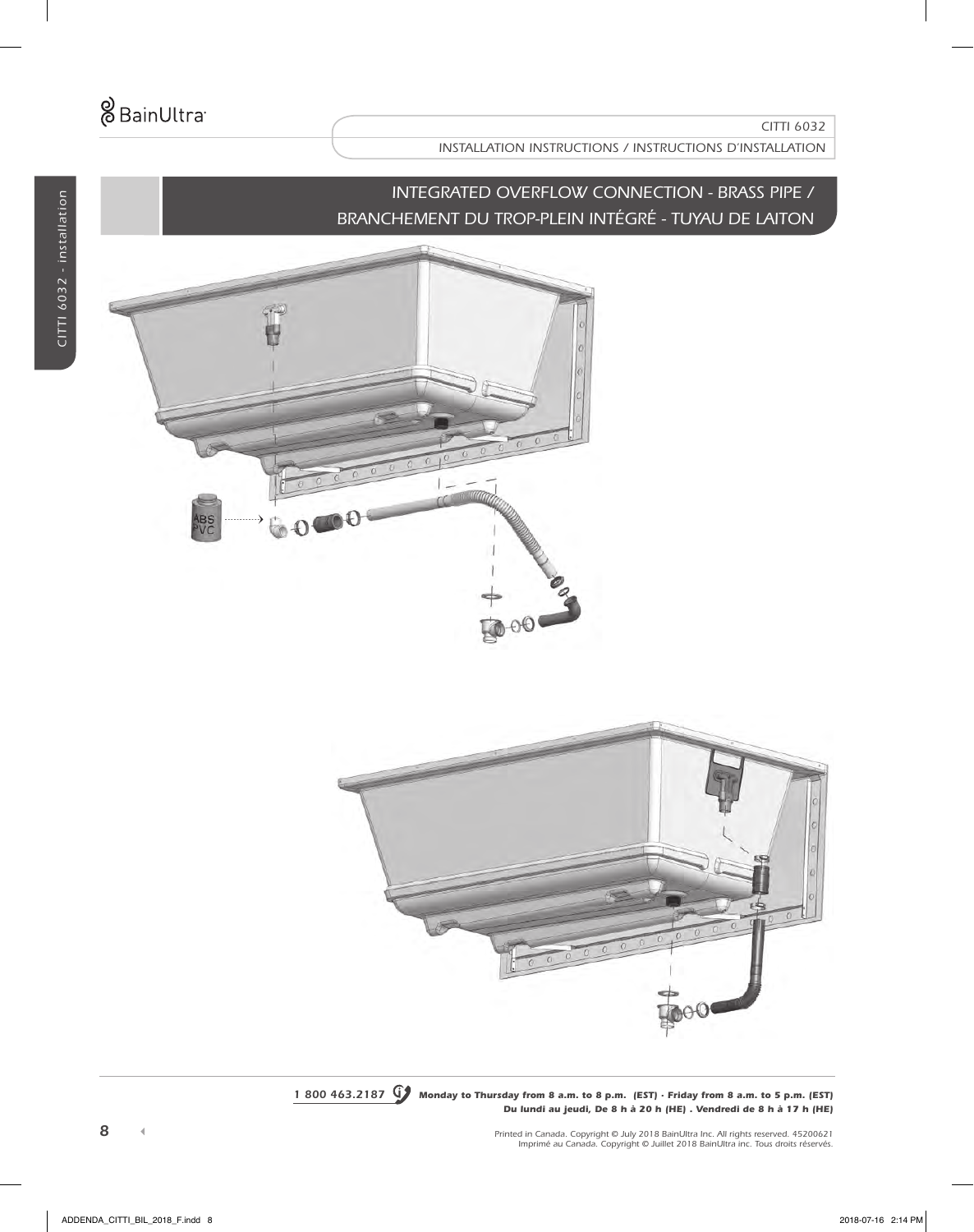## INTEGRATED OVERFLOW CONNECTION - BRASS PIPE / BRANCHEMENT DU TROP-PLEIN INTÉGRÉ - TUYAU DE LAITON

ABS
PVC

**1 800 463.2187** ***Monday to Thursday from 8 a.m. to 8 p.m. (EST) · Friday from 8 a.m. to 5 p.m. (EST)***
***Du lundi au jeudi, De 8 h à 20 h (HE) . Vendredi de 8 h à 17 h (HE)***

Printed in Canada. Copyright © July 2018 BainUltra Inc. All rights reserved. 45200621
Imprimé au Canada. Copyright © Juillet 2018 BainUltra inc. Tous droits réservés.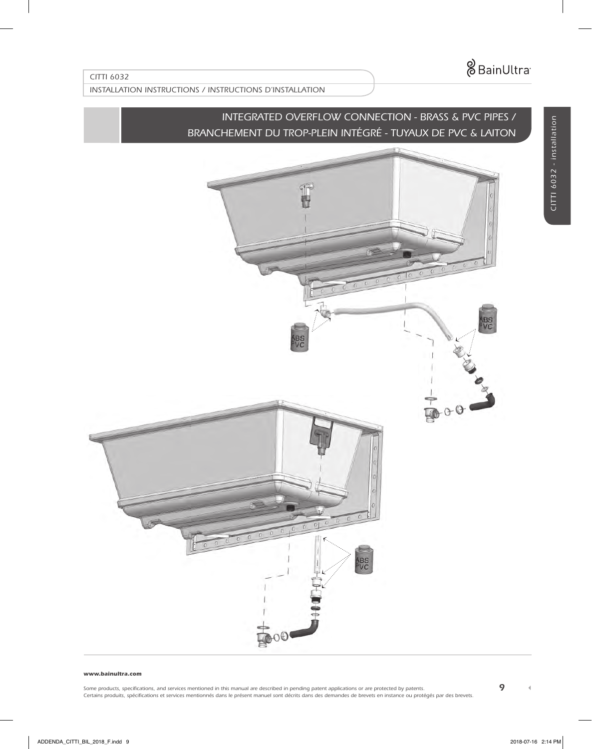## INTEGRATED OVERFLOW CONNECTION - BRASS & PVC PIPES / BRANCHEMENT DU TROP-PLEIN INTÉGRÉ - TUYAUX DE PVC & LAITON

ABS PVC

ABS PVC

ABS PVC

www.bainultra.com

Some products, specifications, and services mentioned in this manual are described in pending patent applications or are protected by patents.
Certains produits, spécifications et services mentionnés dans le présent manuel sont décrits dans des demandes de brevets en instance ou protégés par des brevets.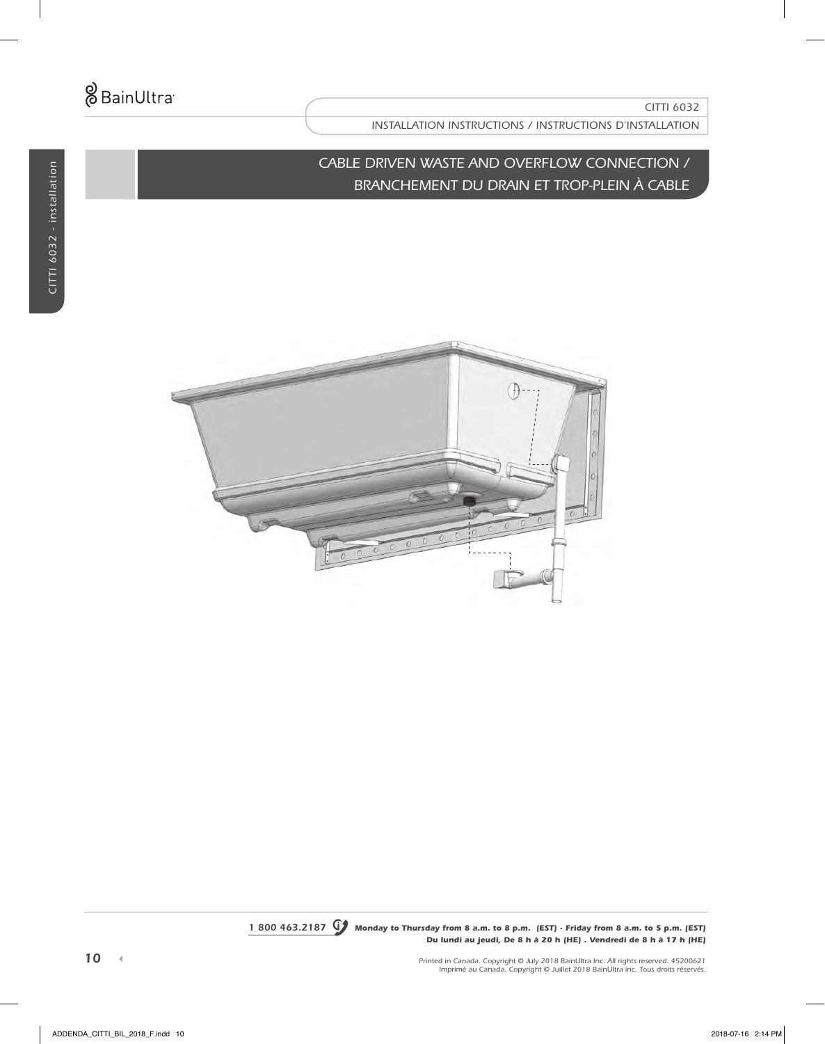## CABLE DRIVEN WASTE AND OVERFLOW CONNECTION / BRANCHEMENT DU DRAIN ET TROP-PLEIN À CABLE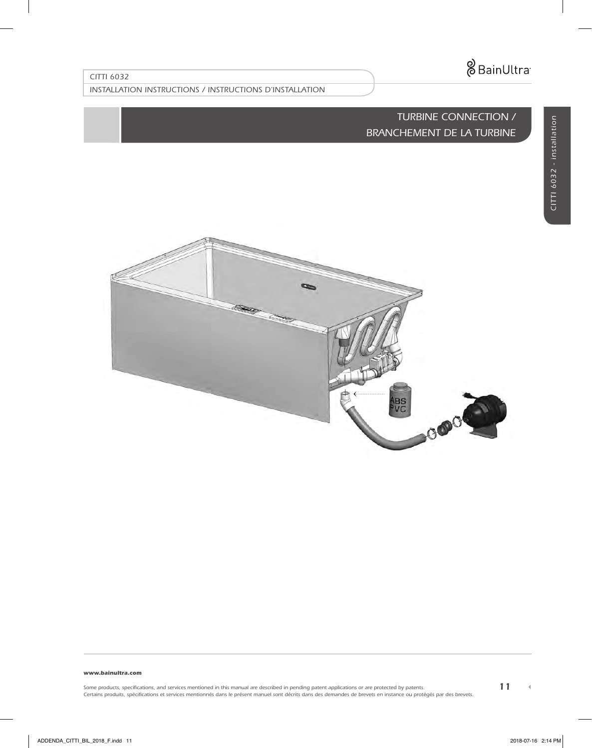## TURBINE CONNECTION / BRANCHEMENT DE LA TURBINE

ABS
PVC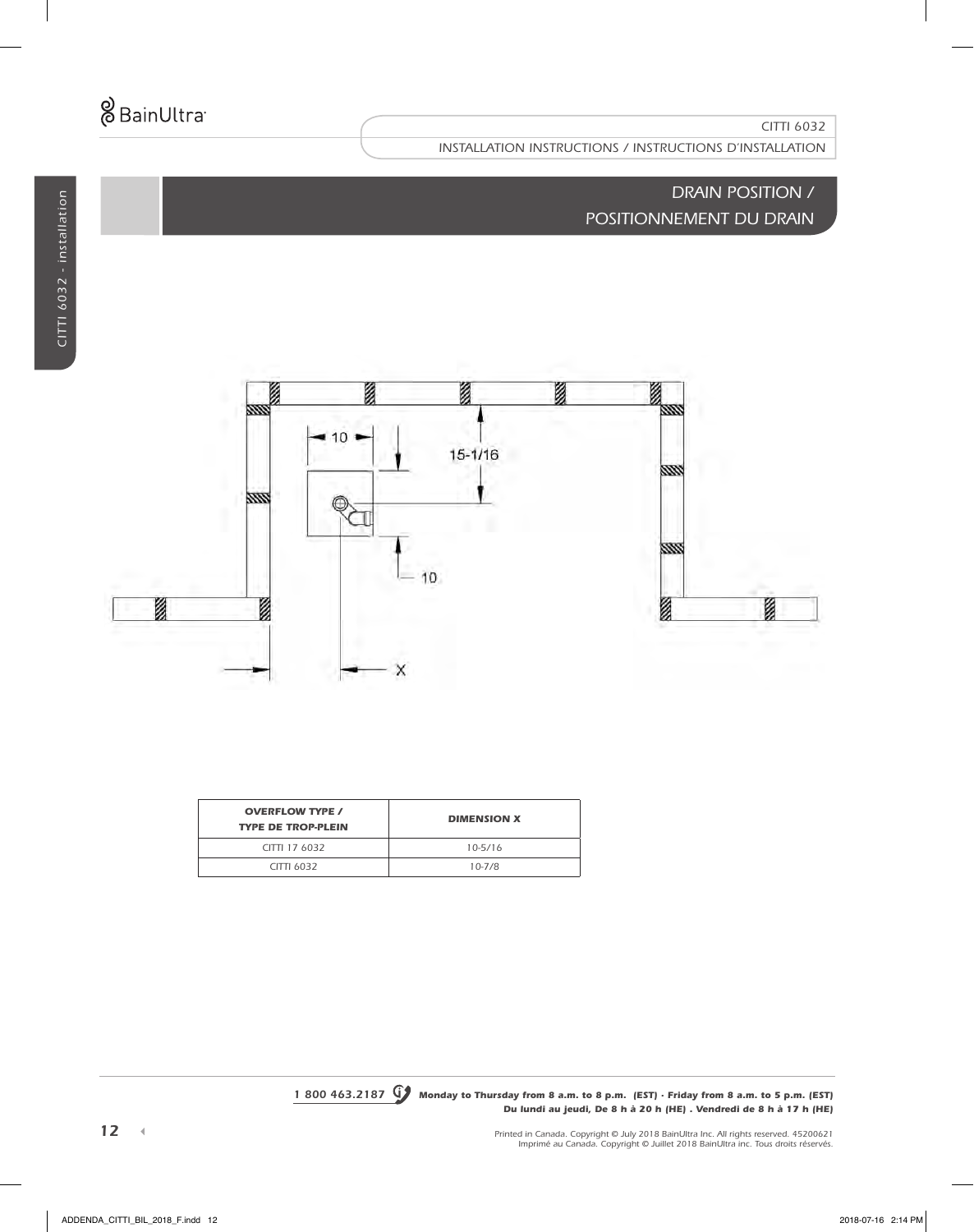## DRAIN POSITION / POSITIONNEMENT DU DRAIN

10

15-1/16

10

X

| OVERFLOW TYPE / TYPE DE TROP-PLEIN | DIMENSION X |
|---|---|
| CITTI 17 6032 | 10-5/16 |
| CITTI 6032 | 10-7/8 |

1 800 463.2187 **Monday to Thursday from 8 a.m. to 8 p.m. (EST) · Friday from 8 a.m. to 5 p.m. (EST)**
**Du lundi au jeudi, De 8 h à 20 h (HE) . Vendredi de 8 h à 17 h (HE)**

Printed in Canada. Copyright © July 2018 BainUltra Inc. All rights reserved. 45200621
Imprimé au Canada. Copyright © Juillet 2018 BainUltra inc. Tous droits réservés.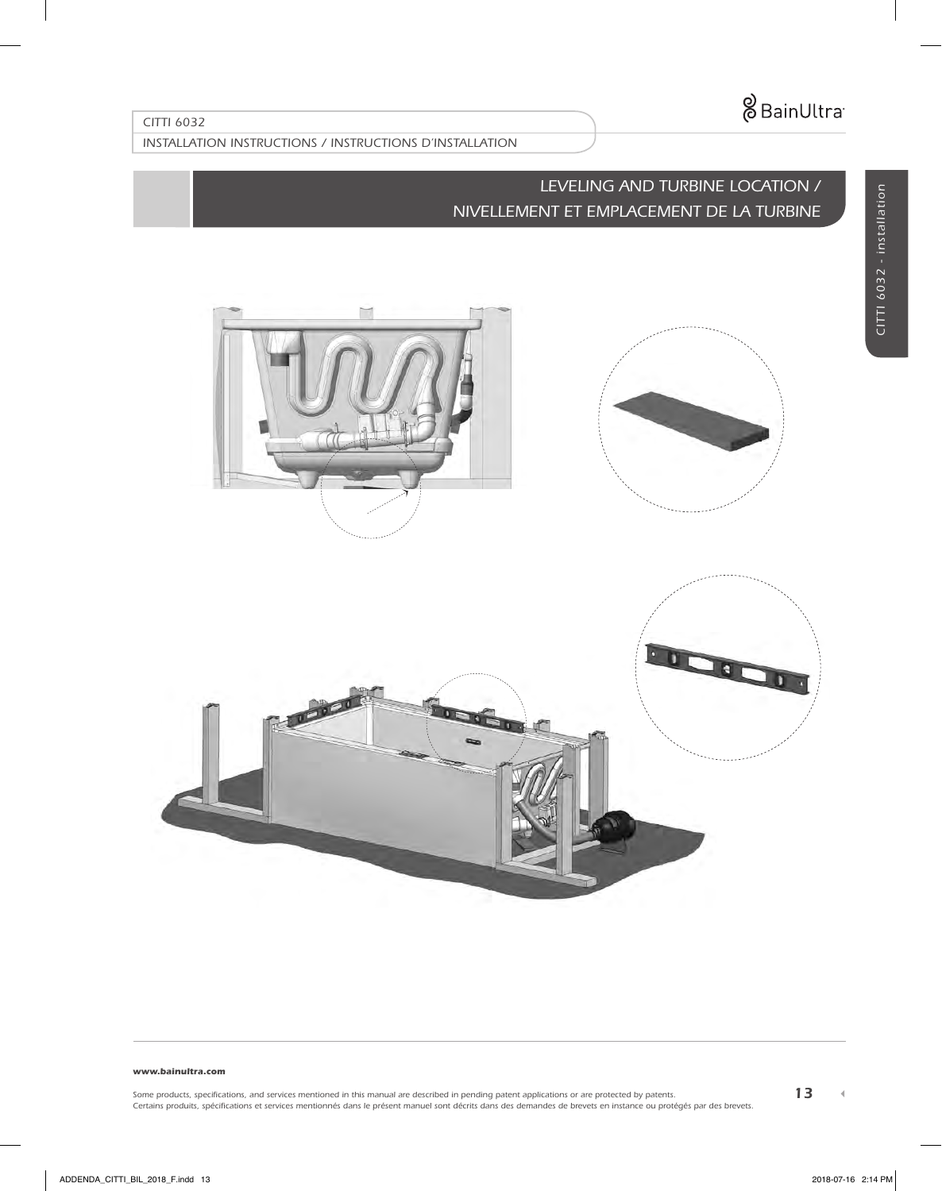## LEVELING AND TURBINE LOCATION / NIVELLEMENT ET EMPLACEMENT DE LA TURBINE

Some products, specifications, and services mentioned in this manual are described in pending patent applications or are protected by patents.
Certains produits, spécifications et services mentionnés dans le présent manuel sont décrits dans des demandes de brevets en instance ou protégés par des brevets.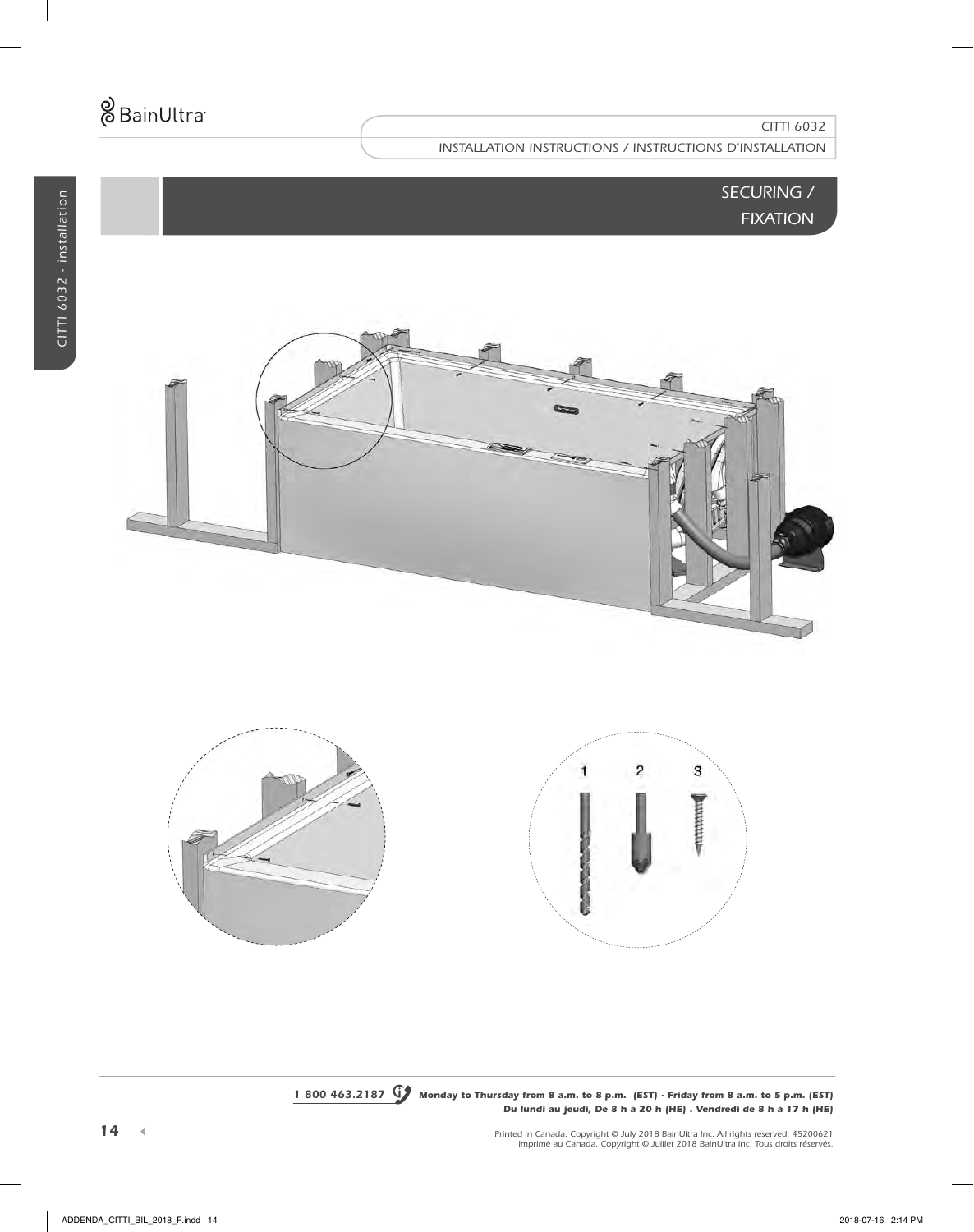## SECURING / FIXATION

1 2 3

**1 800 463.2187** ***Monday to Thursday from 8 a.m. to 8 p.m. (EST) · Friday from 8 a.m. to 5 p.m. (EST)***
***Du lundi au jeudi, De 8 h à 20 h (HE) . Vendredi de 8 h à 17 h (HE)***

*Printed in Canada. Copyright © July 2018 BainUltra Inc. All rights reserved. 45200621*
*Imprimé au Canada. Copyright © Juillet 2018 BainUltra inc. Tous droits réservés.*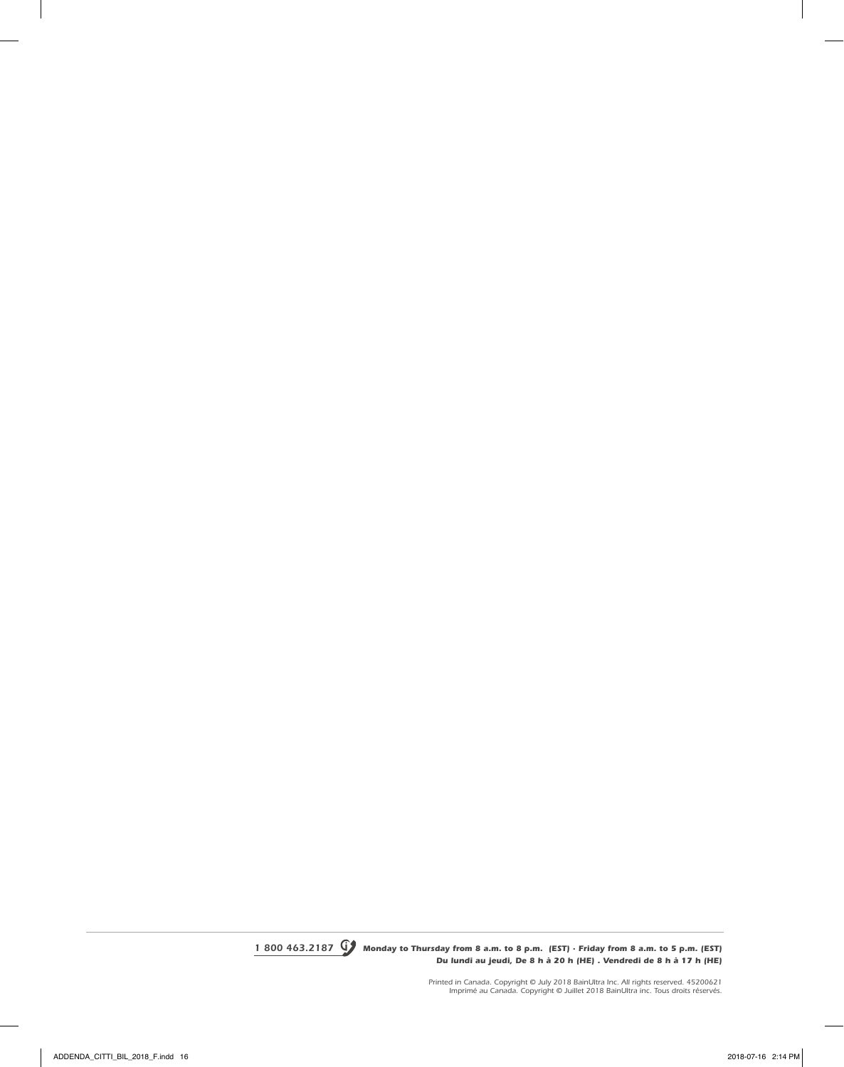1 800 463.2187 **_Monday to Thursday from 8 a.m. to 8 p.m. (EST) · Friday from 8 a.m. to 5 p.m. (EST)_**
**_Du lundi au jeudi, De 8 h à 20 h (HE) . Vendredi de 8 h à 17 h (HE)_**

*Printed in Canada. Copyright © July 2018 BainUltra Inc. All rights reserved. 45200621*
*Imprimé au Canada. Copyright © Juillet 2018 BainUltra inc. Tous droits réservés.*